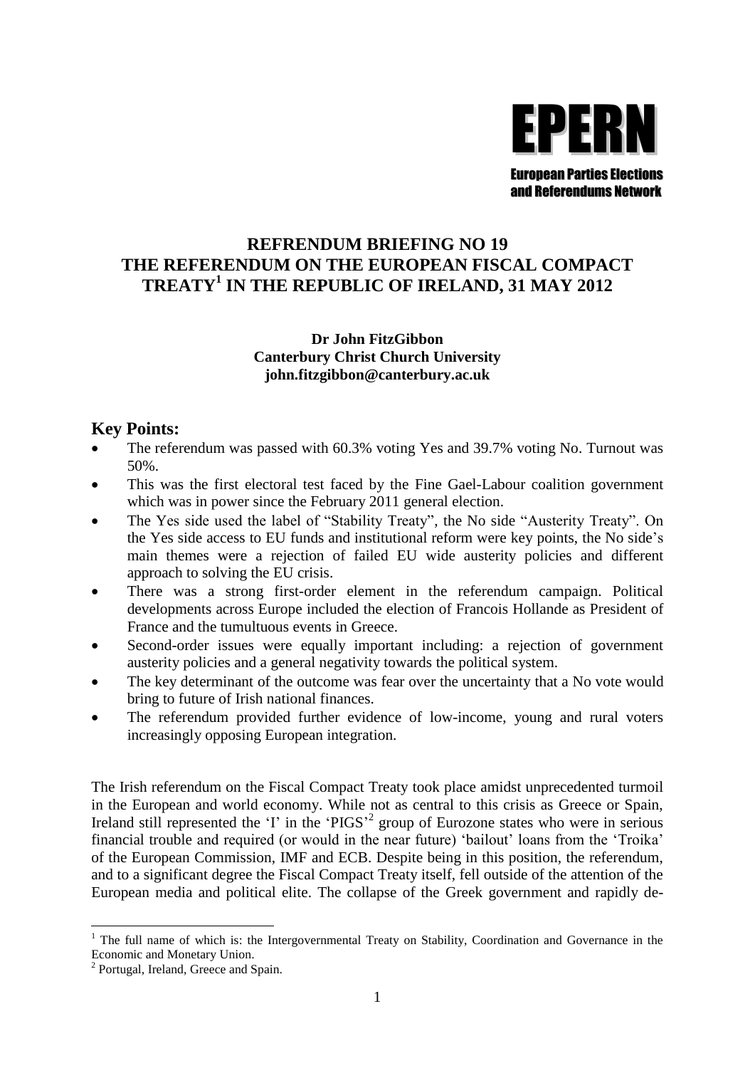EPERN

European Parties Elections and Referendums Network

## REFRENDUM BRIEFING NO 19
## THE REFERENDUM ON THE EUROPEAN FISCAL COMPACT TREATY[1] IN THE REPUBLIC OF IRELAND, 31 MAY 2012

**Dr John FitzGibbon**
**Canterbury Christ Church University**
**john.fitzgibbon@canterbury.ac.uk**

## Key Points:

- The referendum was passed with 60.3% voting Yes and 39.7% voting No. Turnout was 50%.
- This was the first electoral test faced by the Fine Gael-Labour coalition government which was in power since the February 2011 general election.
- The Yes side used the label of "Stability Treaty", the No side "Austerity Treaty". On the Yes side access to EU funds and institutional reform were key points, the No side's main themes were a rejection of failed EU wide austerity policies and different approach to solving the EU crisis.
- There was a strong first-order element in the referendum campaign. Political developments across Europe included the election of Francois Hollande as President of France and the tumultuous events in Greece.
- Second-order issues were equally important including: a rejection of government austerity policies and a general negativity towards the political system.
- The key determinant of the outcome was fear over the uncertainty that a No vote would bring to future of Irish national finances.
- The referendum provided further evidence of low-income, young and rural voters increasingly opposing European integration.

The Irish referendum on the Fiscal Compact Treaty took place amidst unprecedented turmoil in the European and world economy. While not as central to this crisis as Greece or Spain, Ireland still represented the 'I' in the 'PIGS'[2] group of Eurozone states who were in serious financial trouble and required (or would in the near future) 'bailout' loans from the 'Troika' of the European Commission, IMF and ECB. Despite being in this position, the referendum, and to a significant degree the Fiscal Compact Treaty itself, fell outside of the attention of the European media and political elite. The collapse of the Greek government and rapidly de-

---

[1] The full name of which is: the Intergovernmental Treaty on Stability, Coordination and Governance in the Economic and Monetary Union.

[2] Portugal, Ireland, Greece and Spain.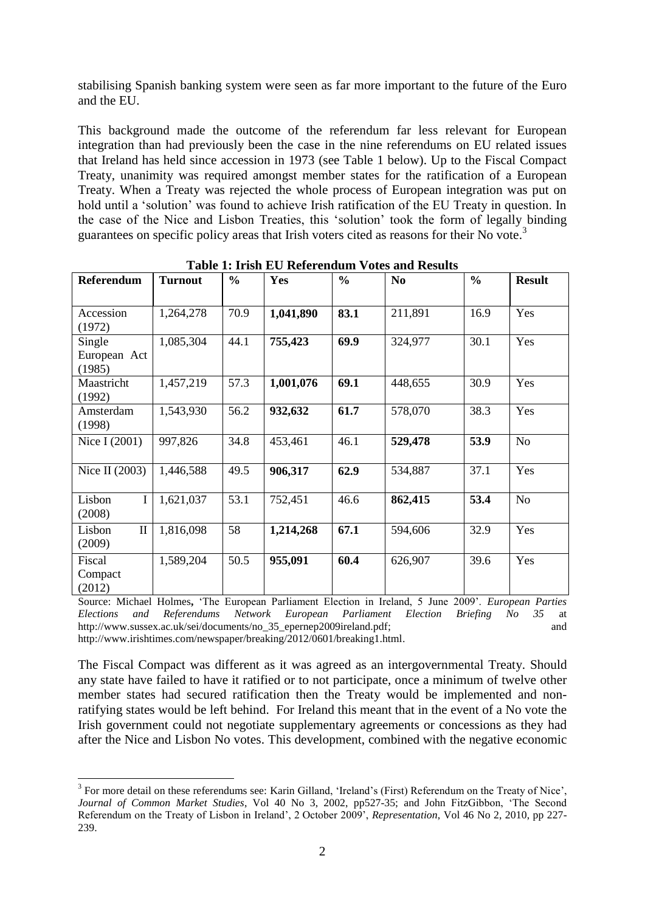stabilising Spanish banking system were seen as far more important to the future of the Euro and the EU.

This background made the outcome of the referendum far less relevant for European integration than had previously been the case in the nine referendums on EU related issues that Ireland has held since accession in 1973 (see Table 1 below). Up to the Fiscal Compact Treaty, unanimity was required amongst member states for the ratification of a European Treaty. When a Treaty was rejected the whole process of European integration was put on hold until a 'solution' was found to achieve Irish ratification of the EU Treaty in question. In the case of the Nice and Lisbon Treaties, this 'solution' took the form of legally binding guarantees on specific policy areas that Irish voters cited as reasons for their No vote.[3]

**Table 1: Irish EU Referendum Votes and Results**

| Referendum | Turnout | % | Yes | % | No | % | Result |
|---|---|---|---|---|---|---|---|
| Accession (1972) | 1,264,278 | 70.9 | **1,041,890** | **83.1** | 211,891 | 16.9 | Yes |
| Single European Act (1985) | 1,085,304 | 44.1 | **755,423** | **69.9** | 324,977 | 30.1 | Yes |
| Maastricht (1992) | 1,457,219 | 57.3 | **1,001,076** | **69.1** | 448,655 | 30.9 | Yes |
| Amsterdam (1998) | 1,543,930 | 56.2 | **932,632** | **61.7** | 578,070 | 38.3 | Yes |
| Nice I (2001) | 997,826 | 34.8 | 453,461 | 46.1 | **529,478** | **53.9** | No |
| Nice II (2003) | 1,446,588 | 49.5 | **906,317** | **62.9** | 534,887 | 37.1 | Yes |
| Lisbon I (2008) | 1,621,037 | 53.1 | 752,451 | 46.6 | **862,415** | **53.4** | No |
| Lisbon II (2009) | 1,816,098 | 58 | **1,214,268** | **67.1** | 594,606 | 32.9 | Yes |
| Fiscal Compact (2012) | 1,589,204 | 50.5 | **955,091** | **60.4** | 626,907 | 39.6 | Yes |

Source: Michael Holmes, 'The European Parliament Election in Ireland, 5 June 2009'. *European Parties Elections and Referendums Network European Parliament Election Briefing No 35* at http://www.sussex.ac.uk/sei/documents/no_35_epernep2009ireland.pdf; and http://www.irishtimes.com/newspaper/breaking/2012/0601/breaking1.html.

The Fiscal Compact was different as it was agreed as an intergovernmental Treaty. Should any state have failed to have it ratified or to not participate, once a minimum of twelve other member states had secured ratification then the Treaty would be implemented and non-ratifying states would be left behind. For Ireland this meant that in the event of a No vote the Irish government could not negotiate supplementary agreements or concessions as they had after the Nice and Lisbon No votes. This development, combined with the negative economic

[3] For more detail on these referendums see: Karin Gilland, 'Ireland's (First) Referendum on the Treaty of Nice', *Journal of Common Market Studies*, Vol 40 No 3, 2002, pp527-35; and John FitzGibbon, 'The Second Referendum on the Treaty of Lisbon in Ireland', 2 October 2009', *Representation*, Vol 46 No 2, 2010, pp 227-239.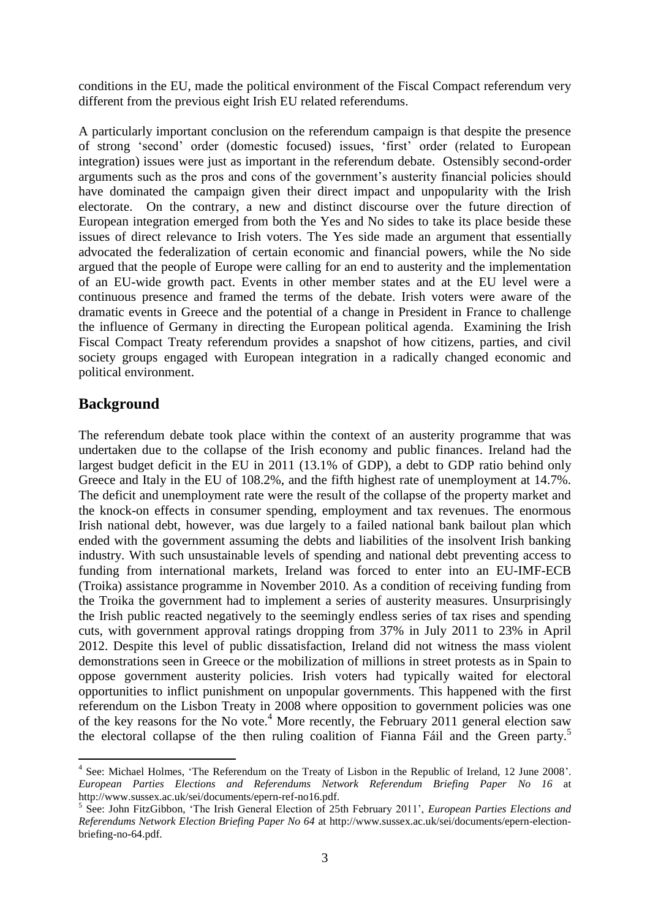conditions in the EU, made the political environment of the Fiscal Compact referendum very different from the previous eight Irish EU related referendums.

A particularly important conclusion on the referendum campaign is that despite the presence of strong 'second' order (domestic focused) issues, 'first' order (related to European integration) issues were just as important in the referendum debate. Ostensibly second-order arguments such as the pros and cons of the government's austerity financial policies should have dominated the campaign given their direct impact and unpopularity with the Irish electorate. On the contrary, a new and distinct discourse over the future direction of European integration emerged from both the Yes and No sides to take its place beside these issues of direct relevance to Irish voters. The Yes side made an argument that essentially advocated the federalization of certain economic and financial powers, while the No side argued that the people of Europe were calling for an end to austerity and the implementation of an EU-wide growth pact. Events in other member states and at the EU level were a continuous presence and framed the terms of the debate. Irish voters were aware of the dramatic events in Greece and the potential of a change in President in France to challenge the influence of Germany in directing the European political agenda. Examining the Irish Fiscal Compact Treaty referendum provides a snapshot of how citizens, parties, and civil society groups engaged with European integration in a radically changed economic and political environment.

## Background

The referendum debate took place within the context of an austerity programme that was undertaken due to the collapse of the Irish economy and public finances. Ireland had the largest budget deficit in the EU in 2011 (13.1% of GDP), a debt to GDP ratio behind only Greece and Italy in the EU of 108.2%, and the fifth highest rate of unemployment at 14.7%. The deficit and unemployment rate were the result of the collapse of the property market and the knock-on effects in consumer spending, employment and tax revenues. The enormous Irish national debt, however, was due largely to a failed national bank bailout plan which ended with the government assuming the debts and liabilities of the insolvent Irish banking industry. With such unsustainable levels of spending and national debt preventing access to funding from international markets, Ireland was forced to enter into an EU-IMF-ECB (Troika) assistance programme in November 2010. As a condition of receiving funding from the Troika the government had to implement a series of austerity measures. Unsurprisingly the Irish public reacted negatively to the seemingly endless series of tax rises and spending cuts, with government approval ratings dropping from 37% in July 2011 to 23% in April 2012. Despite this level of public dissatisfaction, Ireland did not witness the mass violent demonstrations seen in Greece or the mobilization of millions in street protests as in Spain to oppose government austerity policies. Irish voters had typically waited for electoral opportunities to inflict punishment on unpopular governments. This happened with the first referendum on the Lisbon Treaty in 2008 where opposition to government policies was one of the key reasons for the No vote.[4] More recently, the February 2011 general election saw the electoral collapse of the then ruling coalition of Fianna Fáil and the Green party.[5]

---

[4] See: Michael Holmes, 'The Referendum on the Treaty of Lisbon in the Republic of Ireland, 12 June 2008'. *European Parties Elections and Referendums Network Referendum Briefing Paper No 16* at http://www.sussex.ac.uk/sei/documents/epern-ref-no16.pdf.

[5] See: John FitzGibbon, 'The Irish General Election of 25th February 2011', *European Parties Elections and Referendums Network Election Briefing Paper No 64* at http://www.sussex.ac.uk/sei/documents/epern-election-briefing-no-64.pdf.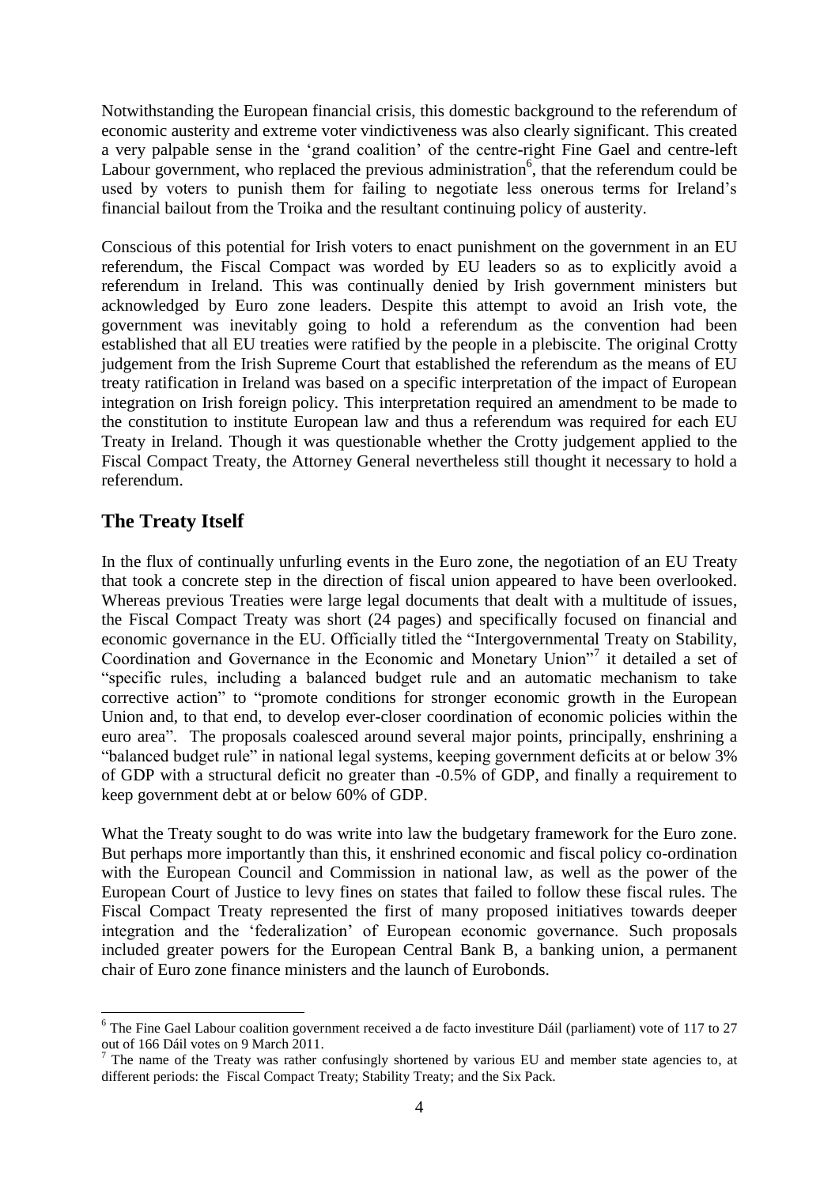Notwithstanding the European financial crisis, this domestic background to the referendum of economic austerity and extreme voter vindictiveness was also clearly significant. This created a very palpable sense in the 'grand coalition' of the centre-right Fine Gael and centre-left Labour government, who replaced the previous administration[6], that the referendum could be used by voters to punish them for failing to negotiate less onerous terms for Ireland's financial bailout from the Troika and the resultant continuing policy of austerity.

Conscious of this potential for Irish voters to enact punishment on the government in an EU referendum, the Fiscal Compact was worded by EU leaders so as to explicitly avoid a referendum in Ireland. This was continually denied by Irish government ministers but acknowledged by Euro zone leaders. Despite this attempt to avoid an Irish vote, the government was inevitably going to hold a referendum as the convention had been established that all EU treaties were ratified by the people in a plebiscite. The original Crotty judgement from the Irish Supreme Court that established the referendum as the means of EU treaty ratification in Ireland was based on a specific interpretation of the impact of European integration on Irish foreign policy. This interpretation required an amendment to be made to the constitution to institute European law and thus a referendum was required for each EU Treaty in Ireland. Though it was questionable whether the Crotty judgement applied to the Fiscal Compact Treaty, the Attorney General nevertheless still thought it necessary to hold a referendum.

## The Treaty Itself

In the flux of continually unfurling events in the Euro zone, the negotiation of an EU Treaty that took a concrete step in the direction of fiscal union appeared to have been overlooked. Whereas previous Treaties were large legal documents that dealt with a multitude of issues, the Fiscal Compact Treaty was short (24 pages) and specifically focused on financial and economic governance in the EU. Officially titled the "Intergovernmental Treaty on Stability, Coordination and Governance in the Economic and Monetary Union"[7] it detailed a set of "specific rules, including a balanced budget rule and an automatic mechanism to take corrective action" to "promote conditions for stronger economic growth in the European Union and, to that end, to develop ever-closer coordination of economic policies within the euro area". The proposals coalesced around several major points, principally, enshrining a "balanced budget rule" in national legal systems, keeping government deficits at or below 3% of GDP with a structural deficit no greater than -0.5% of GDP, and finally a requirement to keep government debt at or below 60% of GDP.

What the Treaty sought to do was write into law the budgetary framework for the Euro zone. But perhaps more importantly than this, it enshrined economic and fiscal policy co-ordination with the European Council and Commission in national law, as well as the power of the European Court of Justice to levy fines on states that failed to follow these fiscal rules. The Fiscal Compact Treaty represented the first of many proposed initiatives towards deeper integration and the 'federalization' of European economic governance. Such proposals included greater powers for the European Central Bank B, a banking union, a permanent chair of Euro zone finance ministers and the launch of Eurobonds.

---

[6] The Fine Gael Labour coalition government received a de facto investiture Dáil (parliament) vote of 117 to 27 out of 166 Dáil votes on 9 March 2011.

[7] The name of the Treaty was rather confusingly shortened by various EU and member state agencies to, at different periods: the Fiscal Compact Treaty; Stability Treaty; and the Six Pack.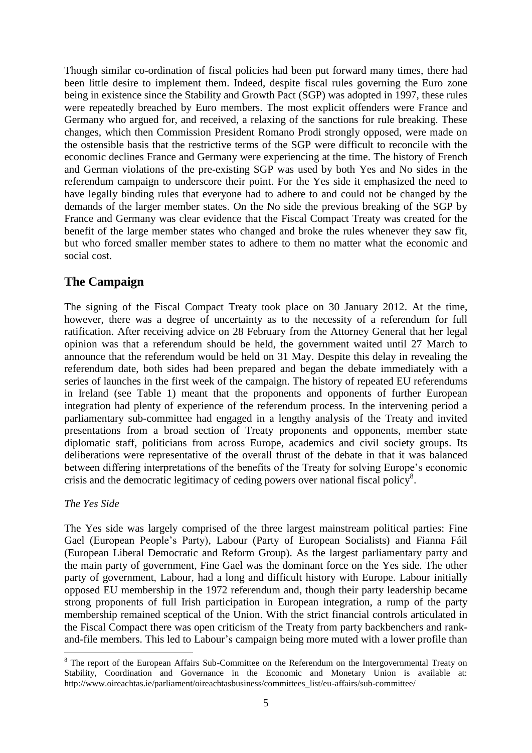Though similar co-ordination of fiscal policies had been put forward many times, there had been little desire to implement them. Indeed, despite fiscal rules governing the Euro zone being in existence since the Stability and Growth Pact (SGP) was adopted in 1997, these rules were repeatedly breached by Euro members. The most explicit offenders were France and Germany who argued for, and received, a relaxing of the sanctions for rule breaking. These changes, which then Commission President Romano Prodi strongly opposed, were made on the ostensible basis that the restrictive terms of the SGP were difficult to reconcile with the economic declines France and Germany were experiencing at the time. The history of French and German violations of the pre-existing SGP was used by both Yes and No sides in the referendum campaign to underscore their point. For the Yes side it emphasized the need to have legally binding rules that everyone had to adhere to and could not be changed by the demands of the larger member states. On the No side the previous breaking of the SGP by France and Germany was clear evidence that the Fiscal Compact Treaty was created for the benefit of the large member states who changed and broke the rules whenever they saw fit, but who forced smaller member states to adhere to them no matter what the economic and social cost.

## The Campaign

The signing of the Fiscal Compact Treaty took place on 30 January 2012. At the time, however, there was a degree of uncertainty as to the necessity of a referendum for full ratification. After receiving advice on 28 February from the Attorney General that her legal opinion was that a referendum should be held, the government waited until 27 March to announce that the referendum would be held on 31 May. Despite this delay in revealing the referendum date, both sides had been prepared and began the debate immediately with a series of launches in the first week of the campaign. The history of repeated EU referendums in Ireland (see Table 1) meant that the proponents and opponents of further European integration had plenty of experience of the referendum process. In the intervening period a parliamentary sub-committee had engaged in a lengthy analysis of the Treaty and invited presentations from a broad section of Treaty proponents and opponents, member state diplomatic staff, politicians from across Europe, academics and civil society groups. Its deliberations were representative of the overall thrust of the debate in that it was balanced between differing interpretations of the benefits of the Treaty for solving Europe's economic crisis and the democratic legitimacy of ceding powers over national fiscal policy[8].

*The Yes Side*

The Yes side was largely comprised of the three largest mainstream political parties: Fine Gael (European People's Party), Labour (Party of European Socialists) and Fianna Fáil (European Liberal Democratic and Reform Group). As the largest parliamentary party and the main party of government, Fine Gael was the dominant force on the Yes side. The other party of government, Labour, had a long and difficult history with Europe. Labour initially opposed EU membership in the 1972 referendum and, though their party leadership became strong proponents of full Irish participation in European integration, a rump of the party membership remained sceptical of the Union. With the strict financial controls articulated in the Fiscal Compact there was open criticism of the Treaty from party backbenchers and rank-and-file members. This led to Labour's campaign being more muted with a lower profile than

---

[8] The report of the European Affairs Sub-Committee on the Referendum on the Intergovernmental Treaty on Stability, Coordination and Governance in the Economic and Monetary Union is available at: http://www.oireachtas.ie/parliament/oireachtasbusiness/committees_list/eu-affairs/sub-committee/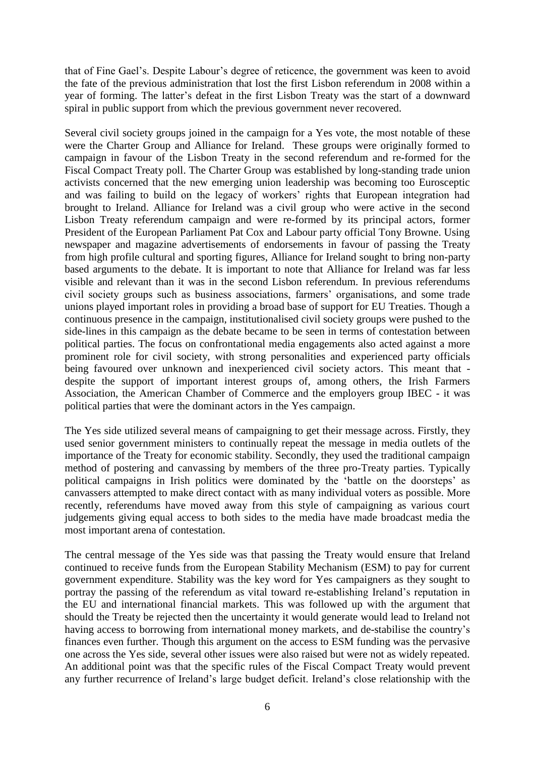that of Fine Gael's. Despite Labour's degree of reticence, the government was keen to avoid the fate of the previous administration that lost the first Lisbon referendum in 2008 within a year of forming. The latter's defeat in the first Lisbon Treaty was the start of a downward spiral in public support from which the previous government never recovered.

Several civil society groups joined in the campaign for a Yes vote, the most notable of these were the Charter Group and Alliance for Ireland. These groups were originally formed to campaign in favour of the Lisbon Treaty in the second referendum and re-formed for the Fiscal Compact Treaty poll. The Charter Group was established by long-standing trade union activists concerned that the new emerging union leadership was becoming too Eurosceptic and was failing to build on the legacy of workers' rights that European integration had brought to Ireland. Alliance for Ireland was a civil group who were active in the second Lisbon Treaty referendum campaign and were re-formed by its principal actors, former President of the European Parliament Pat Cox and Labour party official Tony Browne. Using newspaper and magazine advertisements of endorsements in favour of passing the Treaty from high profile cultural and sporting figures, Alliance for Ireland sought to bring non-party based arguments to the debate. It is important to note that Alliance for Ireland was far less visible and relevant than it was in the second Lisbon referendum. In previous referendums civil society groups such as business associations, farmers' organisations, and some trade unions played important roles in providing a broad base of support for EU Treaties. Though a continuous presence in the campaign, institutionalised civil society groups were pushed to the side-lines in this campaign as the debate became to be seen in terms of contestation between political parties. The focus on confrontational media engagements also acted against a more prominent role for civil society, with strong personalities and experienced party officials being favoured over unknown and inexperienced civil society actors. This meant that - despite the support of important interest groups of, among others, the Irish Farmers Association, the American Chamber of Commerce and the employers group IBEC - it was political parties that were the dominant actors in the Yes campaign.

The Yes side utilized several means of campaigning to get their message across. Firstly, they used senior government ministers to continually repeat the message in media outlets of the importance of the Treaty for economic stability. Secondly, they used the traditional campaign method of postering and canvassing by members of the three pro-Treaty parties. Typically political campaigns in Irish politics were dominated by the 'battle on the doorsteps' as canvassers attempted to make direct contact with as many individual voters as possible. More recently, referendums have moved away from this style of campaigning as various court judgements giving equal access to both sides to the media have made broadcast media the most important arena of contestation.

The central message of the Yes side was that passing the Treaty would ensure that Ireland continued to receive funds from the European Stability Mechanism (ESM) to pay for current government expenditure. Stability was the key word for Yes campaigners as they sought to portray the passing of the referendum as vital toward re-establishing Ireland's reputation in the EU and international financial markets. This was followed up with the argument that should the Treaty be rejected then the uncertainty it would generate would lead to Ireland not having access to borrowing from international money markets, and de-stabilise the country's finances even further. Though this argument on the access to ESM funding was the pervasive one across the Yes side, several other issues were also raised but were not as widely repeated. An additional point was that the specific rules of the Fiscal Compact Treaty would prevent any further recurrence of Ireland's large budget deficit. Ireland's close relationship with the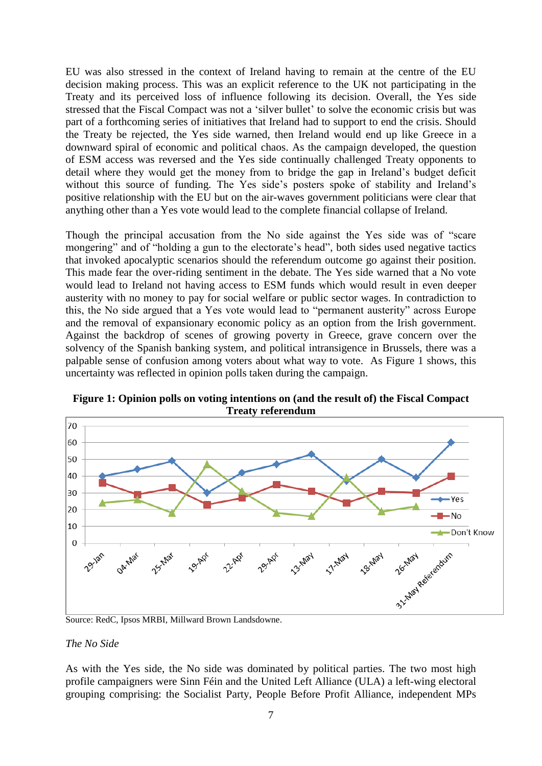EU was also stressed in the context of Ireland having to remain at the centre of the EU decision making process. This was an explicit reference to the UK not participating in the Treaty and its perceived loss of influence following its decision. Overall, the Yes side stressed that the Fiscal Compact was not a 'silver bullet' to solve the economic crisis but was part of a forthcoming series of initiatives that Ireland had to support to end the crisis. Should the Treaty be rejected, the Yes side warned, then Ireland would end up like Greece in a downward spiral of economic and political chaos. As the campaign developed, the question of ESM access was reversed and the Yes side continually challenged Treaty opponents to detail where they would get the money from to bridge the gap in Ireland's budget deficit without this source of funding. The Yes side's posters spoke of stability and Ireland's positive relationship with the EU but on the air-waves government politicians were clear that anything other than a Yes vote would lead to the complete financial collapse of Ireland.

Though the principal accusation from the No side against the Yes side was of "scare mongering" and of "holding a gun to the electorate's head", both sides used negative tactics that invoked apocalyptic scenarios should the referendum outcome go against their position. This made fear the over-riding sentiment in the debate. The Yes side warned that a No vote would lead to Ireland not having access to ESM funds which would result in even deeper austerity with no money to pay for social welfare or public sector wages. In contradiction to this, the No side argued that a Yes vote would lead to "permanent austerity" across Europe and the removal of expansionary economic policy as an option from the Irish government. Against the backdrop of scenes of growing poverty in Greece, grave concern over the solvency of the Spanish banking system, and political intransigence in Brussels, there was a palpable sense of confusion among voters about what way to vote. As Figure 1 shows, this uncertainty was reflected in opinion polls taken during the campaign.

**Figure 1: Opinion polls on voting intentions on (and the result of) the Fiscal Compact Treaty referendum**

70
60
50
40
30
20
10
0

29-Jan
04-Mar
25-Mar
19-Apr
22-Apr
29-Apr
13-May
17-May
18-May
26-May
31-May Referendum

Yes
No
Don't Know

Source: RedC, Ipsos MRBI, Millward Brown Landsdowne.

*The No Side*

As with the Yes side, the No side was dominated by political parties. The two most high profile campaigners were Sinn Féin and the United Left Alliance (ULA) a left-wing electoral grouping comprising: the Socialist Party, People Before Profit Alliance, independent MPs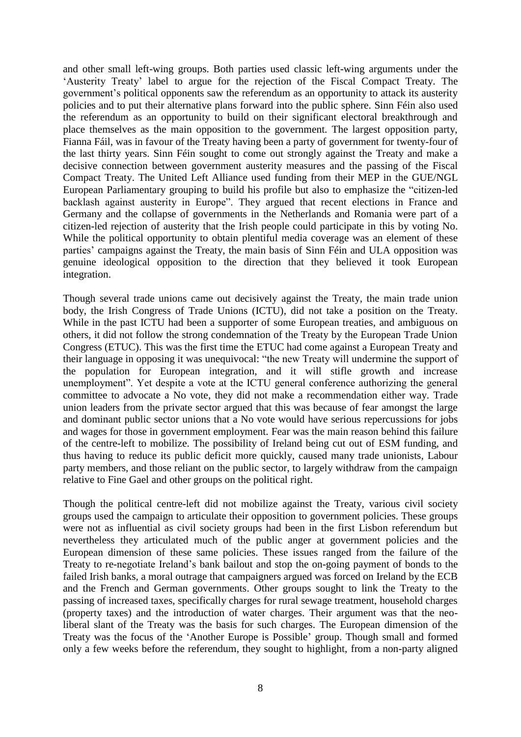and other small left-wing groups. Both parties used classic left-wing arguments under the 'Austerity Treaty' label to argue for the rejection of the Fiscal Compact Treaty. The government's political opponents saw the referendum as an opportunity to attack its austerity policies and to put their alternative plans forward into the public sphere. Sinn Féin also used the referendum as an opportunity to build on their significant electoral breakthrough and place themselves as the main opposition to the government. The largest opposition party, Fianna Fáil, was in favour of the Treaty having been a party of government for twenty-four of the last thirty years. Sinn Féin sought to come out strongly against the Treaty and make a decisive connection between government austerity measures and the passing of the Fiscal Compact Treaty. The United Left Alliance used funding from their MEP in the GUE/NGL European Parliamentary grouping to build his profile but also to emphasize the "citizen-led backlash against austerity in Europe". They argued that recent elections in France and Germany and the collapse of governments in the Netherlands and Romania were part of a citizen-led rejection of austerity that the Irish people could participate in this by voting No. While the political opportunity to obtain plentiful media coverage was an element of these parties' campaigns against the Treaty, the main basis of Sinn Féin and ULA opposition was genuine ideological opposition to the direction that they believed it took European integration.

Though several trade unions came out decisively against the Treaty, the main trade union body, the Irish Congress of Trade Unions (ICTU), did not take a position on the Treaty. While in the past ICTU had been a supporter of some European treaties, and ambiguous on others, it did not follow the strong condemnation of the Treaty by the European Trade Union Congress (ETUC). This was the first time the ETUC had come against a European Treaty and their language in opposing it was unequivocal: "the new Treaty will undermine the support of the population for European integration, and it will stifle growth and increase unemployment". Yet despite a vote at the ICTU general conference authorizing the general committee to advocate a No vote, they did not make a recommendation either way. Trade union leaders from the private sector argued that this was because of fear amongst the large and dominant public sector unions that a No vote would have serious repercussions for jobs and wages for those in government employment. Fear was the main reason behind this failure of the centre-left to mobilize. The possibility of Ireland being cut out of ESM funding, and thus having to reduce its public deficit more quickly, caused many trade unionists, Labour party members, and those reliant on the public sector, to largely withdraw from the campaign relative to Fine Gael and other groups on the political right.

Though the political centre-left did not mobilize against the Treaty, various civil society groups used the campaign to articulate their opposition to government policies. These groups were not as influential as civil society groups had been in the first Lisbon referendum but nevertheless they articulated much of the public anger at government policies and the European dimension of these same policies. These issues ranged from the failure of the Treaty to re-negotiate Ireland's bank bailout and stop the on-going payment of bonds to the failed Irish banks, a moral outrage that campaigners argued was forced on Ireland by the ECB and the French and German governments. Other groups sought to link the Treaty to the passing of increased taxes, specifically charges for rural sewage treatment, household charges (property taxes) and the introduction of water charges. Their argument was that the neo-liberal slant of the Treaty was the basis for such charges. The European dimension of the Treaty was the focus of the 'Another Europe is Possible' group. Though small and formed only a few weeks before the referendum, they sought to highlight, from a non-party aligned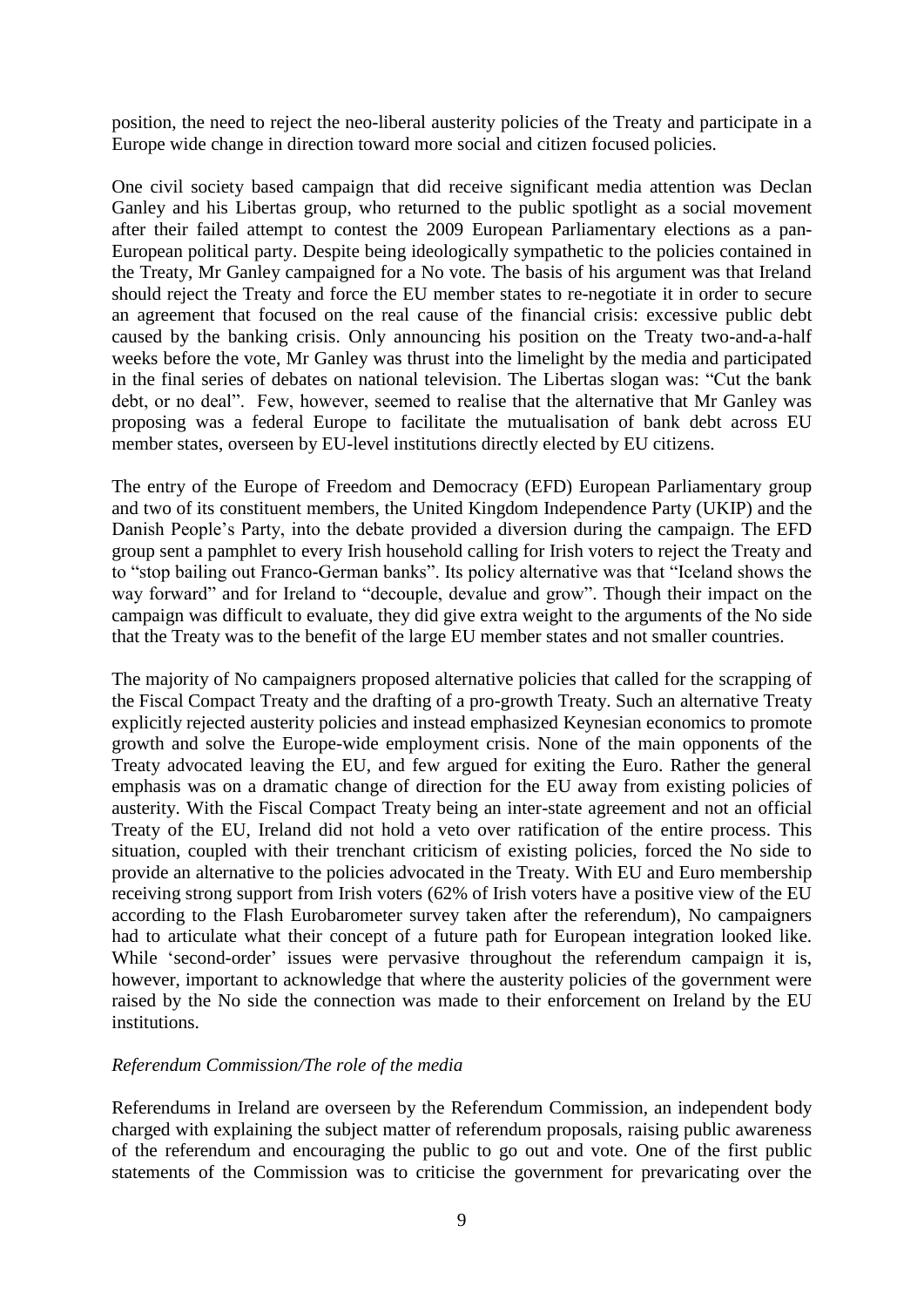position, the need to reject the neo-liberal austerity policies of the Treaty and participate in a Europe wide change in direction toward more social and citizen focused policies.

One civil society based campaign that did receive significant media attention was Declan Ganley and his Libertas group, who returned to the public spotlight as a social movement after their failed attempt to contest the 2009 European Parliamentary elections as a pan-European political party. Despite being ideologically sympathetic to the policies contained in the Treaty, Mr Ganley campaigned for a No vote. The basis of his argument was that Ireland should reject the Treaty and force the EU member states to re-negotiate it in order to secure an agreement that focused on the real cause of the financial crisis: excessive public debt caused by the banking crisis. Only announcing his position on the Treaty two-and-a-half weeks before the vote, Mr Ganley was thrust into the limelight by the media and participated in the final series of debates on national television. The Libertas slogan was: "Cut the bank debt, or no deal". Few, however, seemed to realise that the alternative that Mr Ganley was proposing was a federal Europe to facilitate the mutualisation of bank debt across EU member states, overseen by EU-level institutions directly elected by EU citizens.

The entry of the Europe of Freedom and Democracy (EFD) European Parliamentary group and two of its constituent members, the United Kingdom Independence Party (UKIP) and the Danish People's Party, into the debate provided a diversion during the campaign. The EFD group sent a pamphlet to every Irish household calling for Irish voters to reject the Treaty and to "stop bailing out Franco-German banks". Its policy alternative was that "Iceland shows the way forward" and for Ireland to "decouple, devalue and grow". Though their impact on the campaign was difficult to evaluate, they did give extra weight to the arguments of the No side that the Treaty was to the benefit of the large EU member states and not smaller countries.

The majority of No campaigners proposed alternative policies that called for the scrapping of the Fiscal Compact Treaty and the drafting of a pro-growth Treaty. Such an alternative Treaty explicitly rejected austerity policies and instead emphasized Keynesian economics to promote growth and solve the Europe-wide employment crisis. None of the main opponents of the Treaty advocated leaving the EU, and few argued for exiting the Euro. Rather the general emphasis was on a dramatic change of direction for the EU away from existing policies of austerity. With the Fiscal Compact Treaty being an inter-state agreement and not an official Treaty of the EU, Ireland did not hold a veto over ratification of the entire process. This situation, coupled with their trenchant criticism of existing policies, forced the No side to provide an alternative to the policies advocated in the Treaty. With EU and Euro membership receiving strong support from Irish voters (62% of Irish voters have a positive view of the EU according to the Flash Eurobarometer survey taken after the referendum), No campaigners had to articulate what their concept of a future path for European integration looked like. While 'second-order' issues were pervasive throughout the referendum campaign it is, however, important to acknowledge that where the austerity policies of the government were raised by the No side the connection was made to their enforcement on Ireland by the EU institutions.

*Referendum Commission/The role of the media*

Referendums in Ireland are overseen by the Referendum Commission, an independent body charged with explaining the subject matter of referendum proposals, raising public awareness of the referendum and encouraging the public to go out and vote. One of the first public statements of the Commission was to criticise the government for prevaricating over the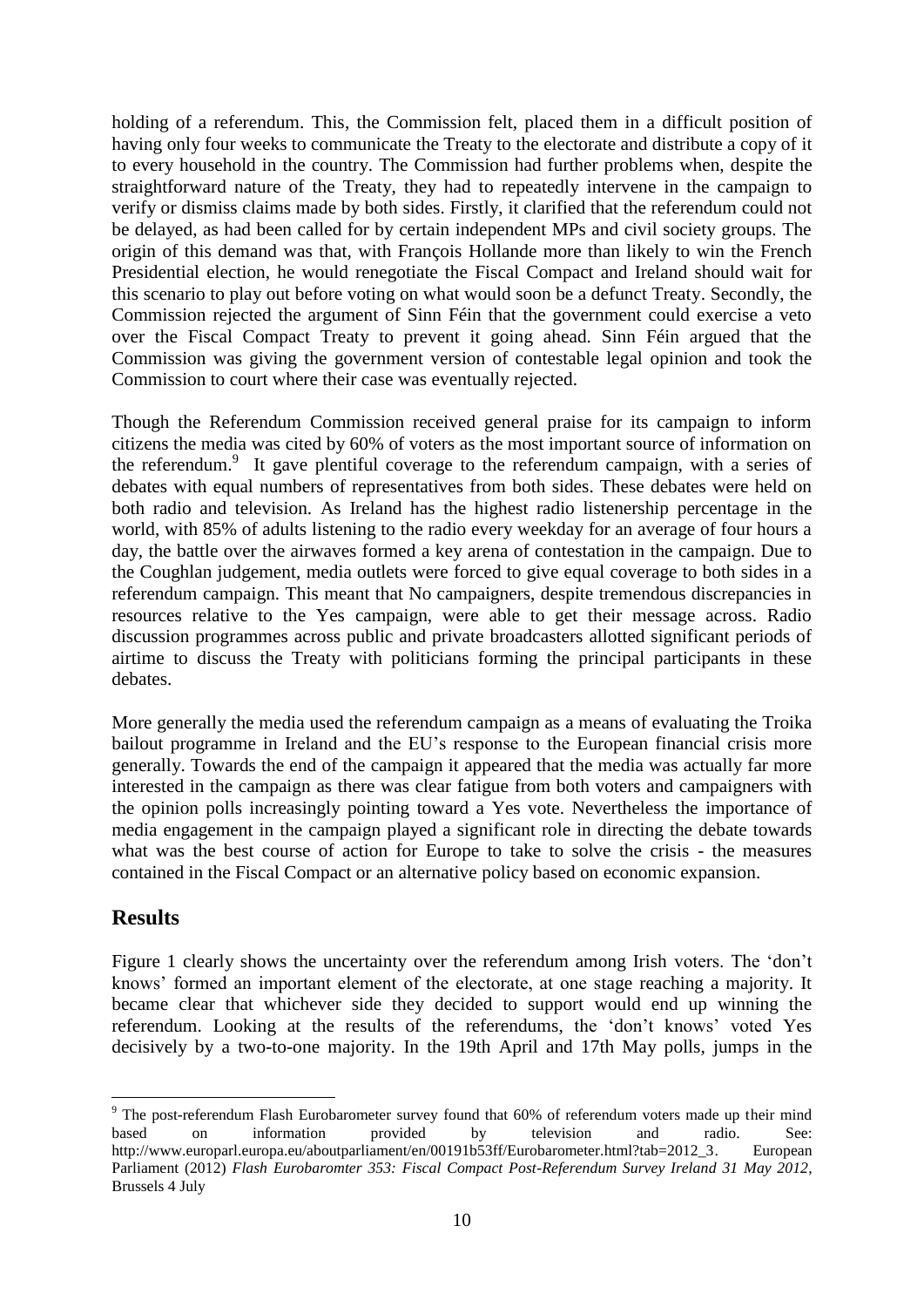holding of a referendum. This, the Commission felt, placed them in a difficult position of having only four weeks to communicate the Treaty to the electorate and distribute a copy of it to every household in the country. The Commission had further problems when, despite the straightforward nature of the Treaty, they had to repeatedly intervene in the campaign to verify or dismiss claims made by both sides. Firstly, it clarified that the referendum could not be delayed, as had been called for by certain independent MPs and civil society groups. The origin of this demand was that, with François Hollande more than likely to win the French Presidential election, he would renegotiate the Fiscal Compact and Ireland should wait for this scenario to play out before voting on what would soon be a defunct Treaty. Secondly, the Commission rejected the argument of Sinn Féin that the government could exercise a veto over the Fiscal Compact Treaty to prevent it going ahead. Sinn Féin argued that the Commission was giving the government version of contestable legal opinion and took the Commission to court where their case was eventually rejected.

Though the Referendum Commission received general praise for its campaign to inform citizens the media was cited by 60% of voters as the most important source of information on the referendum.[9] It gave plentiful coverage to the referendum campaign, with a series of debates with equal numbers of representatives from both sides. These debates were held on both radio and television. As Ireland has the highest radio listenership percentage in the world, with 85% of adults listening to the radio every weekday for an average of four hours a day, the battle over the airwaves formed a key arena of contestation in the campaign. Due to the Coughlan judgement, media outlets were forced to give equal coverage to both sides in a referendum campaign. This meant that No campaigners, despite tremendous discrepancies in resources relative to the Yes campaign, were able to get their message across. Radio discussion programmes across public and private broadcasters allotted significant periods of airtime to discuss the Treaty with politicians forming the principal participants in these debates.

More generally the media used the referendum campaign as a means of evaluating the Troika bailout programme in Ireland and the EU's response to the European financial crisis more generally. Towards the end of the campaign it appeared that the media was actually far more interested in the campaign as there was clear fatigue from both voters and campaigners with the opinion polls increasingly pointing toward a Yes vote. Nevertheless the importance of media engagement in the campaign played a significant role in directing the debate towards what was the best course of action for Europe to take to solve the crisis - the measures contained in the Fiscal Compact or an alternative policy based on economic expansion.

## Results

Figure 1 clearly shows the uncertainty over the referendum among Irish voters. The 'don't knows' formed an important element of the electorate, at one stage reaching a majority. It became clear that whichever side they decided to support would end up winning the referendum. Looking at the results of the referendums, the 'don't knows' voted Yes decisively by a two-to-one majority. In the 19th April and 17th May polls, jumps in the

[9] The post-referendum Flash Eurobarometer survey found that 60% of referendum voters made up their mind based on information provided by television and radio. See: http://www.europarl.europa.eu/aboutparliament/en/00191b53ff/Eurobarometer.html?tab=2012_3. European Parliament (2012) *Flash Eurobaromter 353: Fiscal Compact Post-Referendum Survey Ireland 31 May 2012*, Brussels 4 July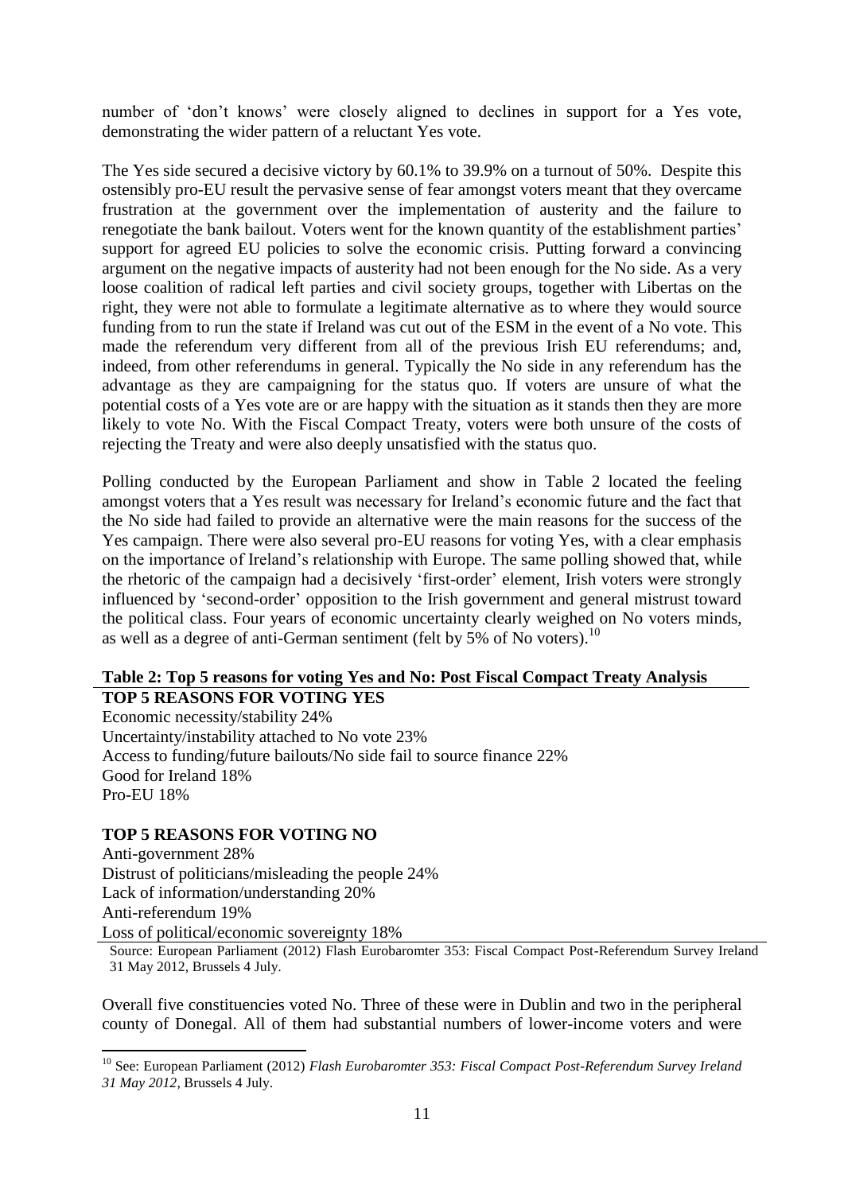number of 'don't knows' were closely aligned to declines in support for a Yes vote, demonstrating the wider pattern of a reluctant Yes vote.

The Yes side secured a decisive victory by 60.1% to 39.9% on a turnout of 50%. Despite this ostensibly pro-EU result the pervasive sense of fear amongst voters meant that they overcame frustration at the government over the implementation of austerity and the failure to renegotiate the bank bailout. Voters went for the known quantity of the establishment parties' support for agreed EU policies to solve the economic crisis. Putting forward a convincing argument on the negative impacts of austerity had not been enough for the No side. As a very loose coalition of radical left parties and civil society groups, together with Libertas on the right, they were not able to formulate a legitimate alternative as to where they would source funding from to run the state if Ireland was cut out of the ESM in the event of a No vote. This made the referendum very different from all of the previous Irish EU referendums; and, indeed, from other referendums in general. Typically the No side in any referendum has the advantage as they are campaigning for the status quo. If voters are unsure of what the potential costs of a Yes vote are or are happy with the situation as it stands then they are more likely to vote No. With the Fiscal Compact Treaty, voters were both unsure of the costs of rejecting the Treaty and were also deeply unsatisfied with the status quo.

Polling conducted by the European Parliament and show in Table 2 located the feeling amongst voters that a Yes result was necessary for Ireland's economic future and the fact that the No side had failed to provide an alternative were the main reasons for the success of the Yes campaign. There were also several pro-EU reasons for voting Yes, with a clear emphasis on the importance of Ireland's relationship with Europe. The same polling showed that, while the rhetoric of the campaign had a decisively 'first-order' element, Irish voters were strongly influenced by 'second-order' opposition to the Irish government and general mistrust toward the political class. Four years of economic uncertainty clearly weighed on No voters minds, as well as a degree of anti-German sentiment (felt by 5% of No voters).[10]

**Table 2: Top 5 reasons for voting Yes and No: Post Fiscal Compact Treaty Analysis**

**TOP 5 REASONS FOR VOTING YES**

Economic necessity/stability 24%
Uncertainty/instability attached to No vote 23%
Access to funding/future bailouts/No side fail to source finance 22%
Good for Ireland 18%
Pro-EU 18%

**TOP 5 REASONS FOR VOTING NO**

Anti-government 28%
Distrust of politicians/misleading the people 24%
Lack of information/understanding 20%
Anti-referendum 19%
Loss of political/economic sovereignty 18%

Source: European Parliament (2012) Flash Eurobaromter 353: Fiscal Compact Post-Referendum Survey Ireland 31 May 2012, Brussels 4 July.

Overall five constituencies voted No. Three of these were in Dublin and two in the peripheral county of Donegal. All of them had substantial numbers of lower-income voters and were

[10] See: European Parliament (2012) *Flash Eurobaromter 353: Fiscal Compact Post-Referendum Survey Ireland 31 May 2012*, Brussels 4 July.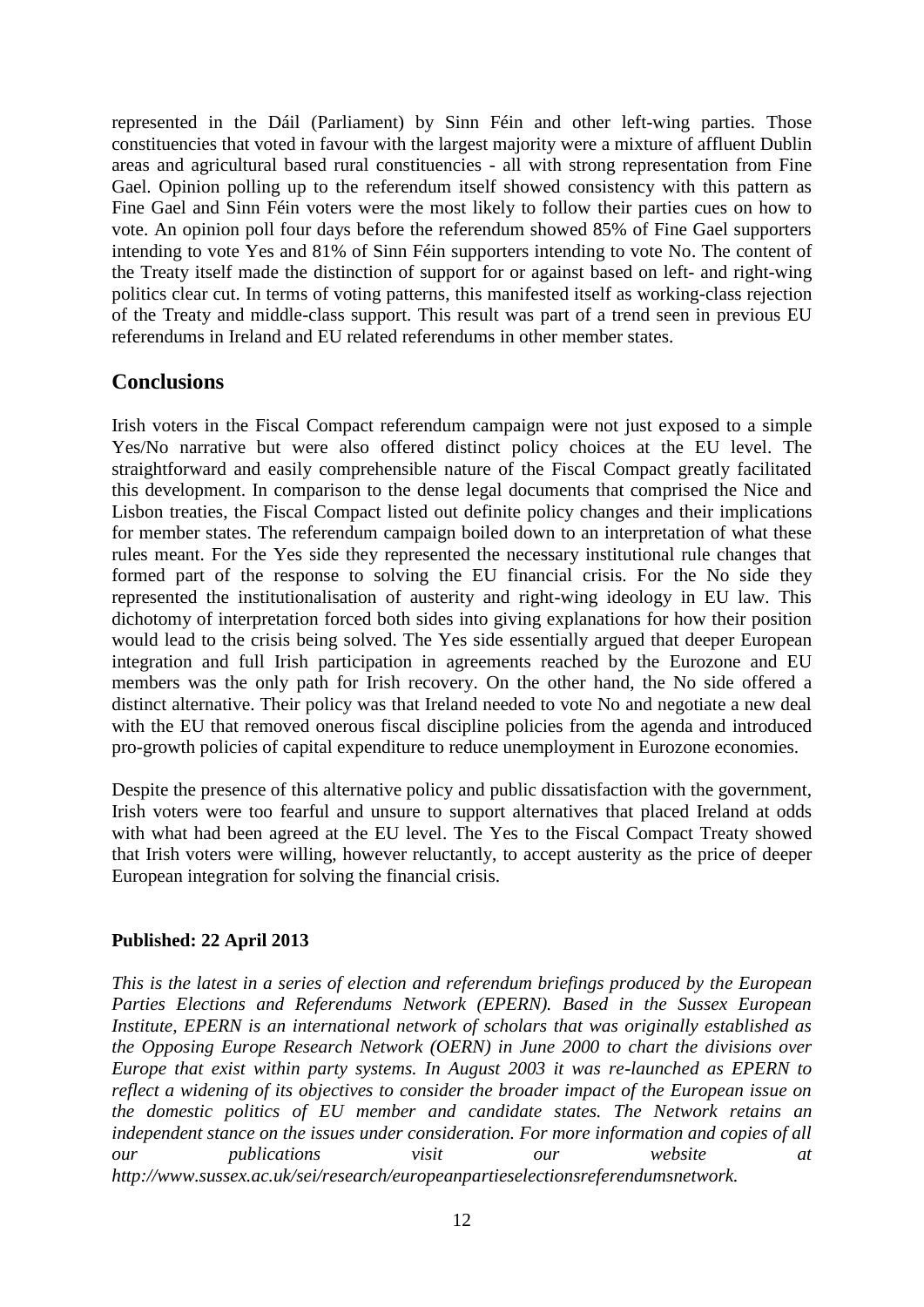represented in the Dáil (Parliament) by Sinn Féin and other left-wing parties. Those constituencies that voted in favour with the largest majority were a mixture of affluent Dublin areas and agricultural based rural constituencies - all with strong representation from Fine Gael. Opinion polling up to the referendum itself showed consistency with this pattern as Fine Gael and Sinn Féin voters were the most likely to follow their parties cues on how to vote. An opinion poll four days before the referendum showed 85% of Fine Gael supporters intending to vote Yes and 81% of Sinn Féin supporters intending to vote No. The content of the Treaty itself made the distinction of support for or against based on left- and right-wing politics clear cut. In terms of voting patterns, this manifested itself as working-class rejection of the Treaty and middle-class support. This result was part of a trend seen in previous EU referendums in Ireland and EU related referendums in other member states.

## Conclusions

Irish voters in the Fiscal Compact referendum campaign were not just exposed to a simple Yes/No narrative but were also offered distinct policy choices at the EU level. The straightforward and easily comprehensible nature of the Fiscal Compact greatly facilitated this development. In comparison to the dense legal documents that comprised the Nice and Lisbon treaties, the Fiscal Compact listed out definite policy changes and their implications for member states. The referendum campaign boiled down to an interpretation of what these rules meant. For the Yes side they represented the necessary institutional rule changes that formed part of the response to solving the EU financial crisis. For the No side they represented the institutionalisation of austerity and right-wing ideology in EU law. This dichotomy of interpretation forced both sides into giving explanations for how their position would lead to the crisis being solved. The Yes side essentially argued that deeper European integration and full Irish participation in agreements reached by the Eurozone and EU members was the only path for Irish recovery. On the other hand, the No side offered a distinct alternative. Their policy was that Ireland needed to vote No and negotiate a new deal with the EU that removed onerous fiscal discipline policies from the agenda and introduced pro-growth policies of capital expenditure to reduce unemployment in Eurozone economies.

Despite the presence of this alternative policy and public dissatisfaction with the government, Irish voters were too fearful and unsure to support alternatives that placed Ireland at odds with what had been agreed at the EU level. The Yes to the Fiscal Compact Treaty showed that Irish voters were willing, however reluctantly, to accept austerity as the price of deeper European integration for solving the financial crisis.

**Published: 22 April 2013**

*This is the latest in a series of election and referendum briefings produced by the European Parties Elections and Referendums Network (EPERN). Based in the Sussex European Institute, EPERN is an international network of scholars that was originally established as the Opposing Europe Research Network (OERN) in June 2000 to chart the divisions over Europe that exist within party systems. In August 2003 it was re-launched as EPERN to reflect a widening of its objectives to consider the broader impact of the European issue on the domestic politics of EU member and candidate states. The Network retains an independent stance on the issues under consideration. For more information and copies of all our publications visit our website at http://www.sussex.ac.uk/sei/research/europeanpartieselectionsreferendumsnetwork.*